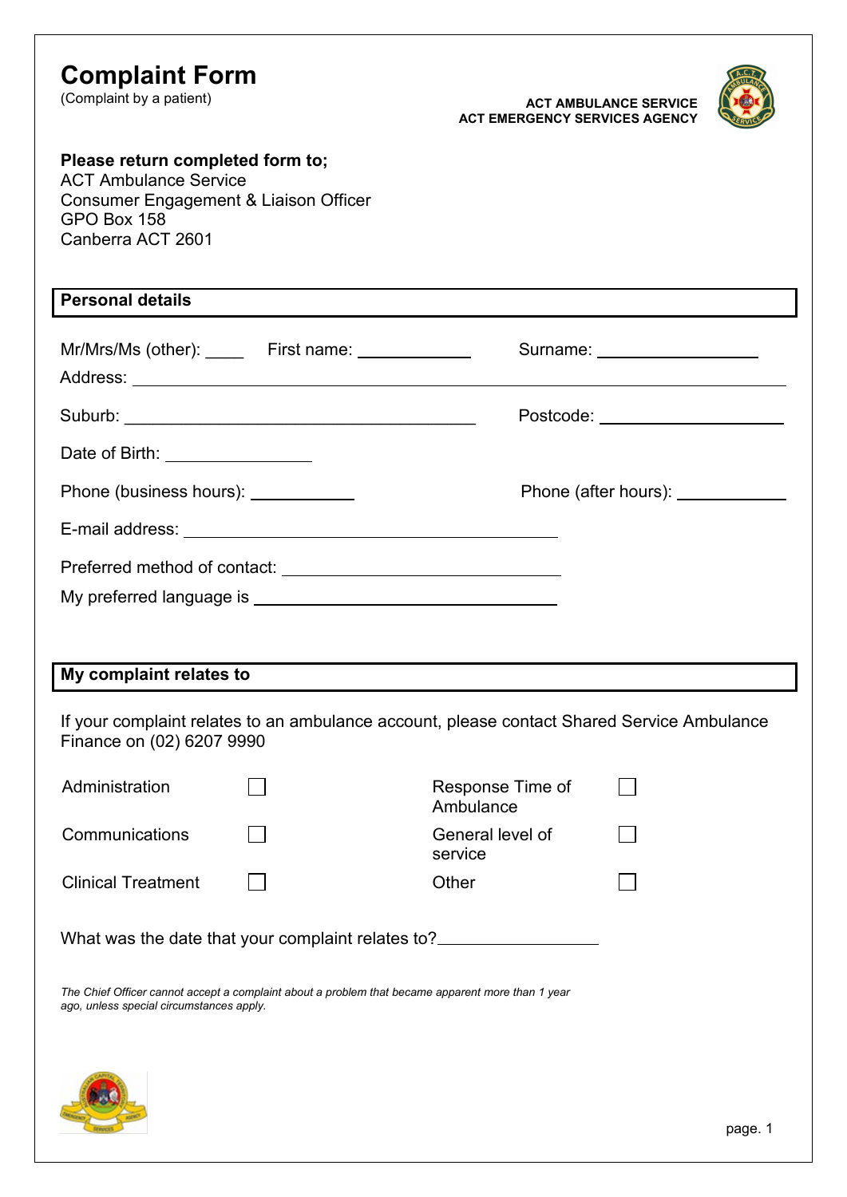# Complaint Form

(Complaint by a patient)

**ACT AMBULANCE SERVICE**
**ACT EMERGENCY SERVICES AGENCY**

**Please return completed form to;**
ACT Ambulance Service
Consumer Engagement & Liaison Officer
GPO Box 158
Canberra ACT 2601

## Personal details

Mr/Mrs/Ms (other): ____ First name: ____________ Surname: ________________

Address: ______________________________________________________________

Suburb: ____________________________________ Postcode: ________________

Date of Birth: ______________

Phone (business hours): __________ Phone (after hours): __________

E-mail address: ______________________________________

Preferred method of contact: ______________________________

My preferred language is ________________________________

## My complaint relates to

If your complaint relates to an ambulance account, please contact Shared Service Ambulance Finance on (02) 6207 9990

| | | | |
|---|---|---|---|
| Administration | ☐ | Response Time of Ambulance | ☐ |
| Communications | ☐ | General level of service | ☐ |
| Clinical Treatment | ☐ | Other | ☐ |

What was the date that your complaint relates to? ________________

*The Chief Officer cannot accept a complaint about a problem that became apparent more than 1 year ago, unless special circumstances apply.*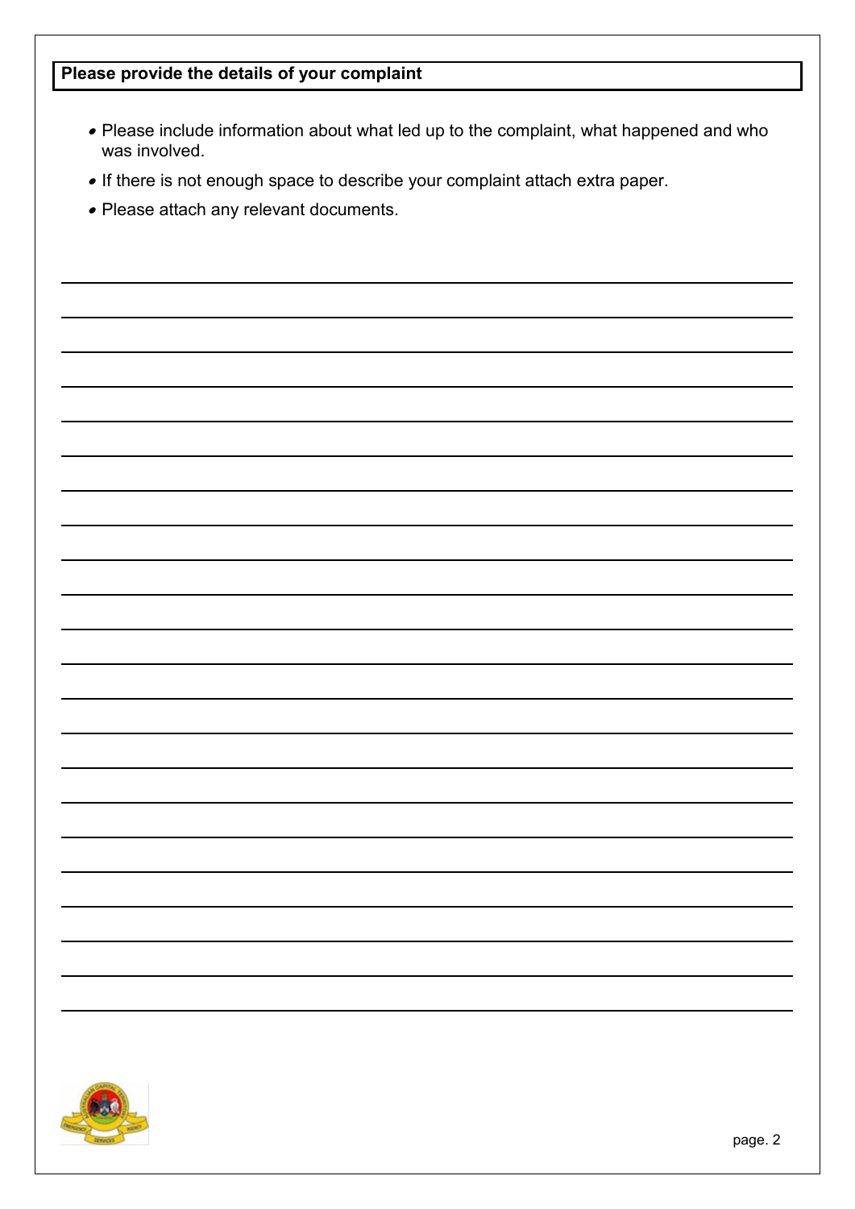**Please provide the details of your complaint**

- Please include information about what led up to the complaint, what happened and who was involved.
- If there is not enough space to describe your complaint attach extra paper.
- Please attach any relevant documents.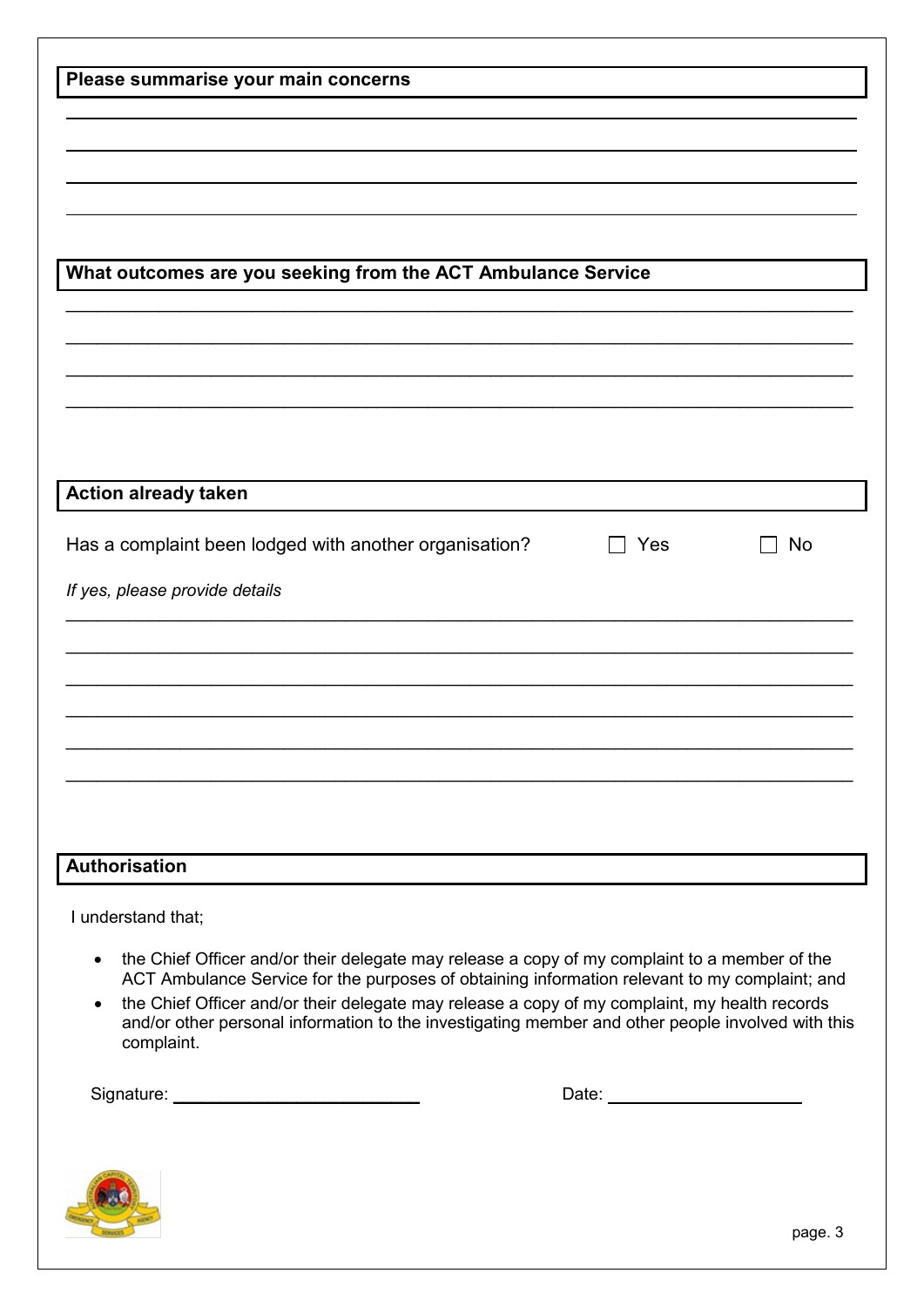**Please summarise your main concerns**

**What outcomes are you seeking from the ACT Ambulance Service**

**Action already taken**

Has a complaint been lodged with another organisation? ☐ Yes ☐ No

*If yes, please provide details*

**Authorisation**

I understand that;

- the Chief Officer and/or their delegate may release a copy of my complaint to a member of the ACT Ambulance Service for the purposes of obtaining information relevant to my complaint; and
- the Chief Officer and/or their delegate may release a copy of my complaint, my health records and/or other personal information to the investigating member and other people involved with this complaint.

Signature: ____________________ Date: ____________________